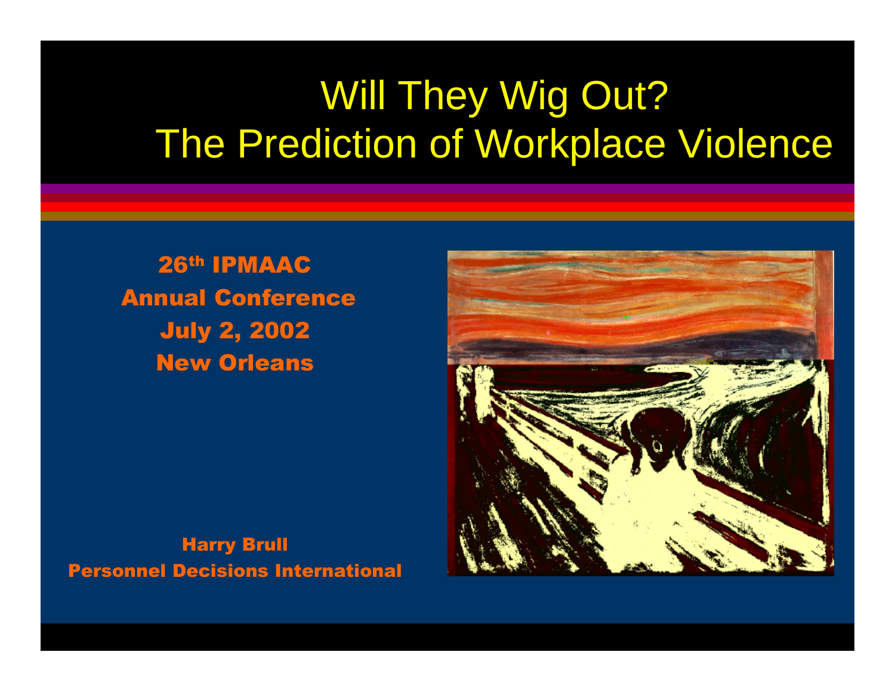# Will They Wig Out?
# The Prediction of Workplace Violence

**26th IPMAAC**
**Annual Conference**
**July 2, 2002**
**New Orleans**

**Harry Brull**
**Personnel Decisions International**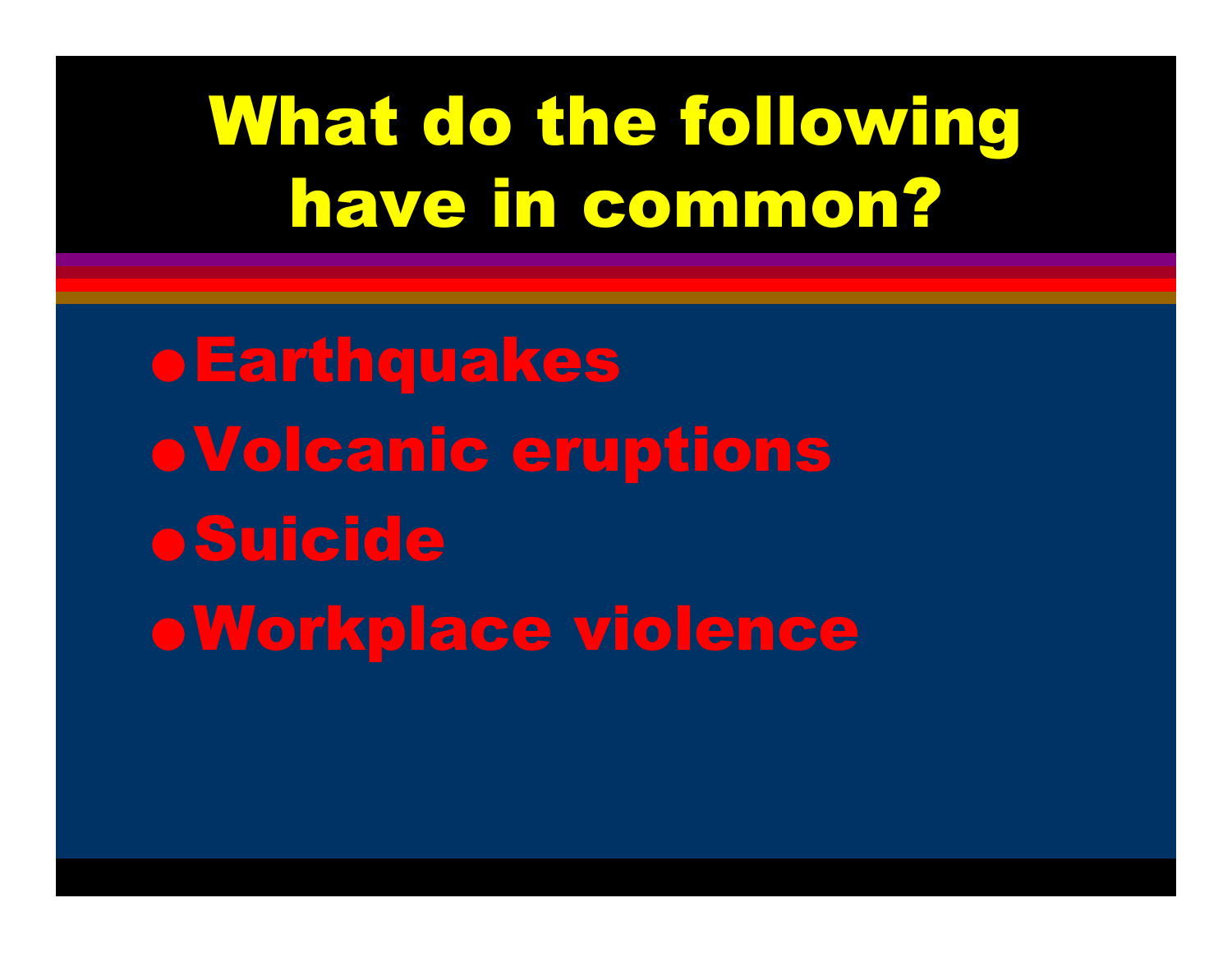# What do the following have in common?

- Earthquakes
- Volcanic eruptions
- Suicide
- Workplace violence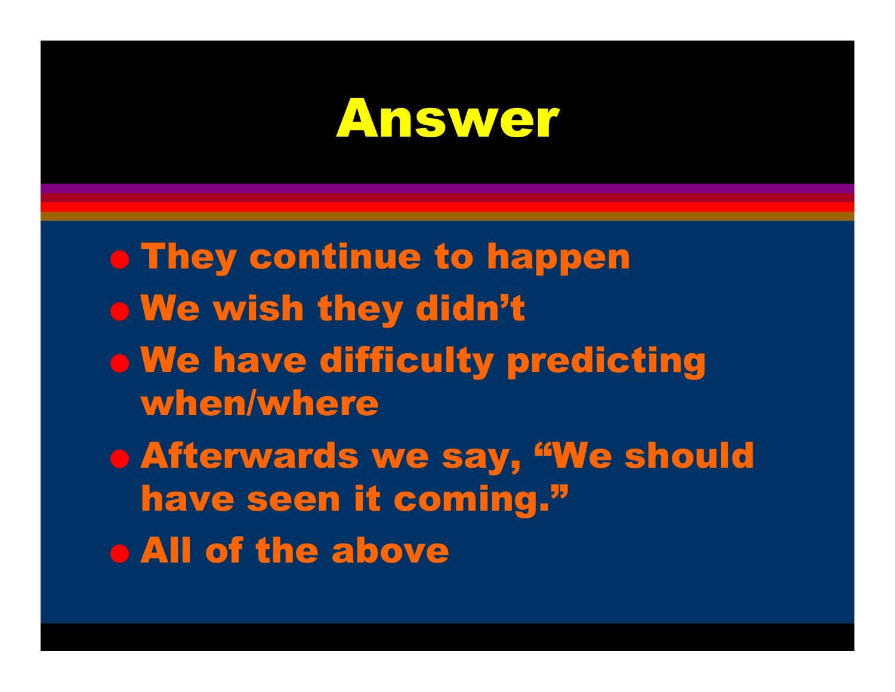# Answer

- They continue to happen
- We wish they didn't
- We have difficulty predicting when/where
- Afterwards we say, "We should have seen it coming."
- All of the above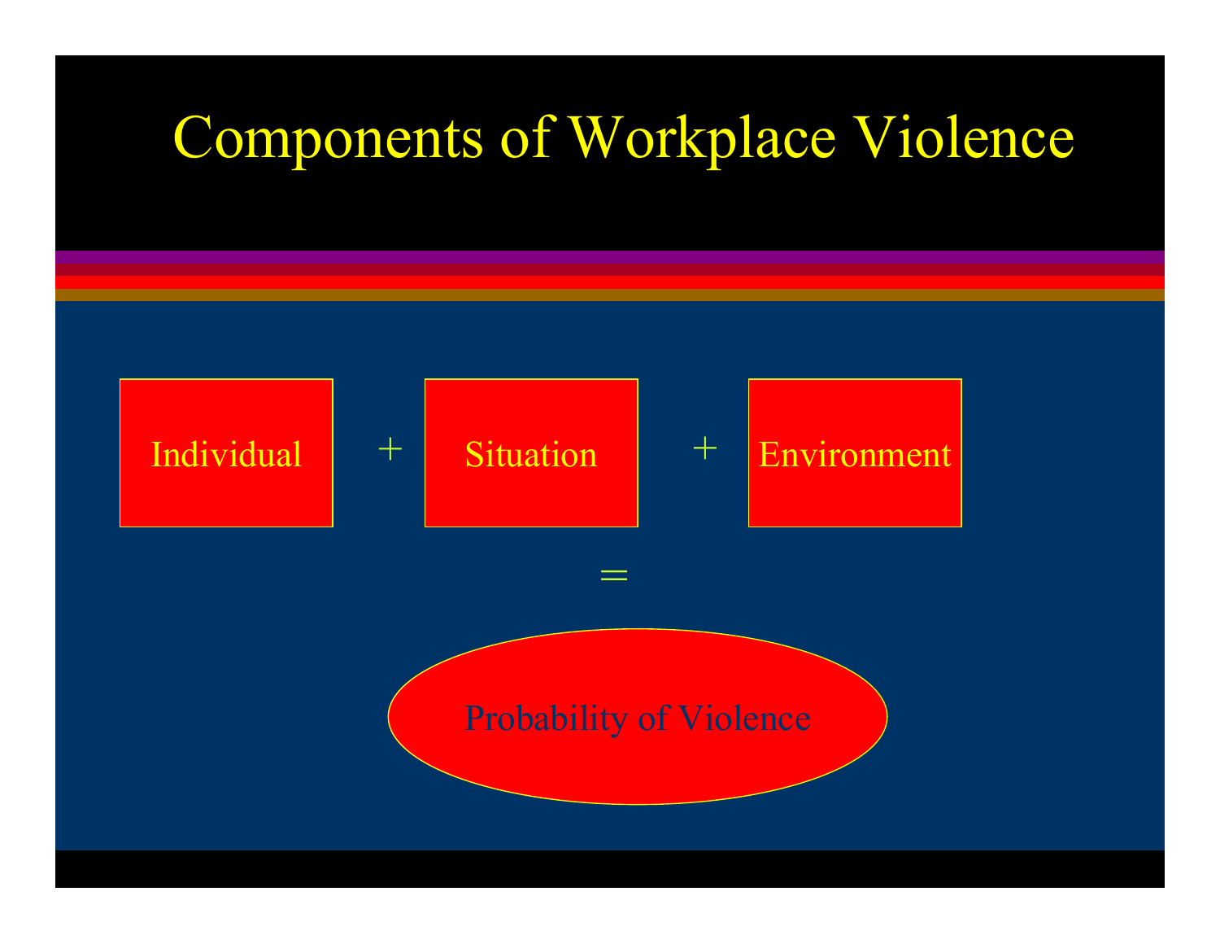# Components of Workplace Violence

Individual + Situation + Environment

=

Probability of Violence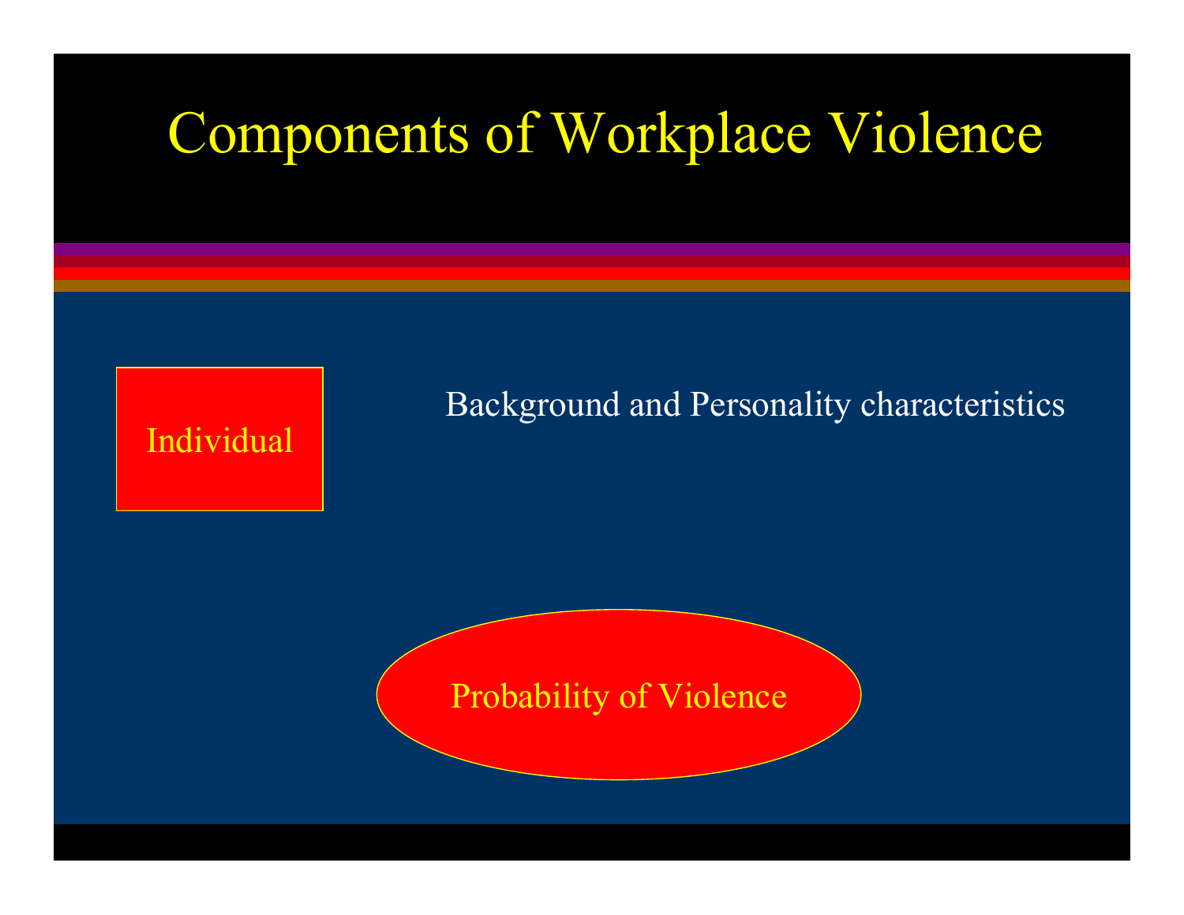# Components of Workplace Violence

Individual

Background and Personality characteristics

Probability of Violence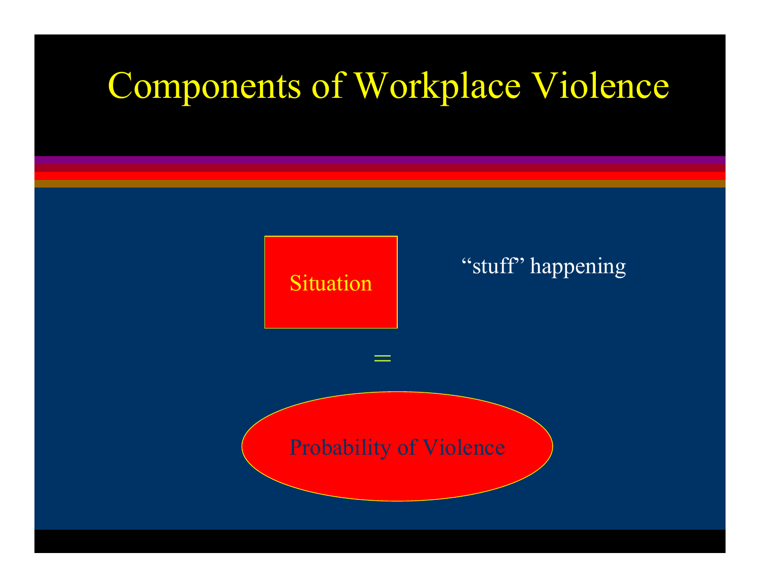# Components of Workplace Violence

Situation

"stuff" happening

=

Probability of Violence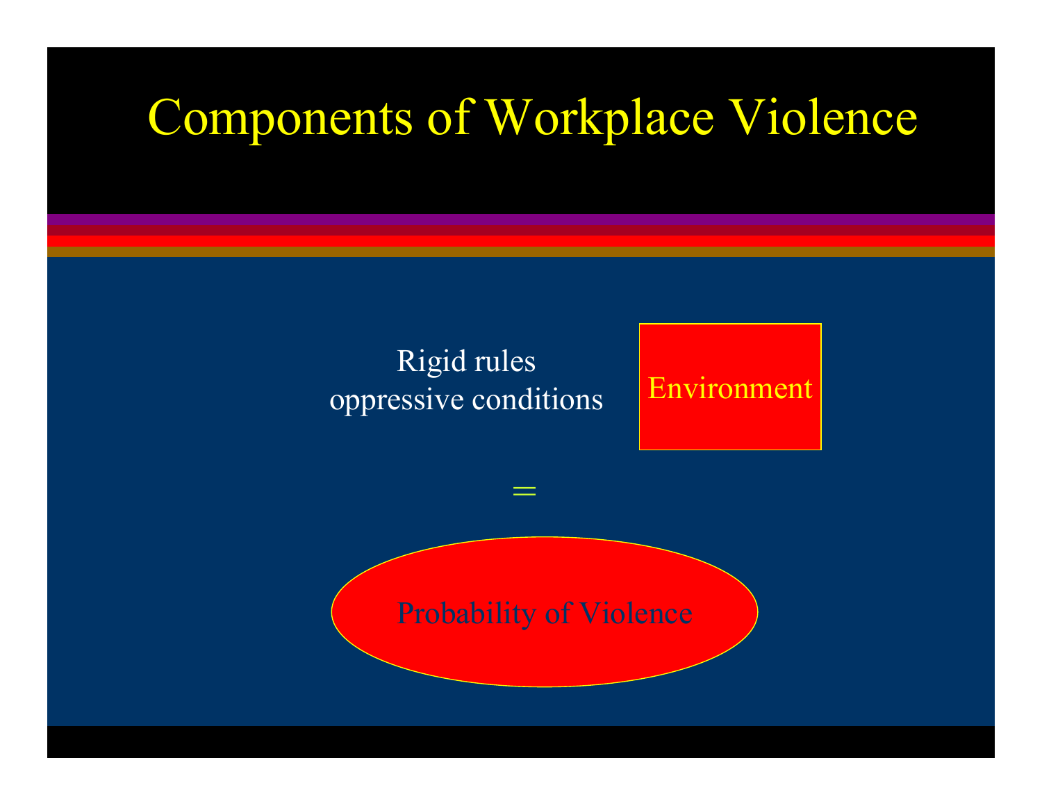# Components of Workplace Violence

Rigid rules
oppressive conditions

Environment

=

Probability of Violence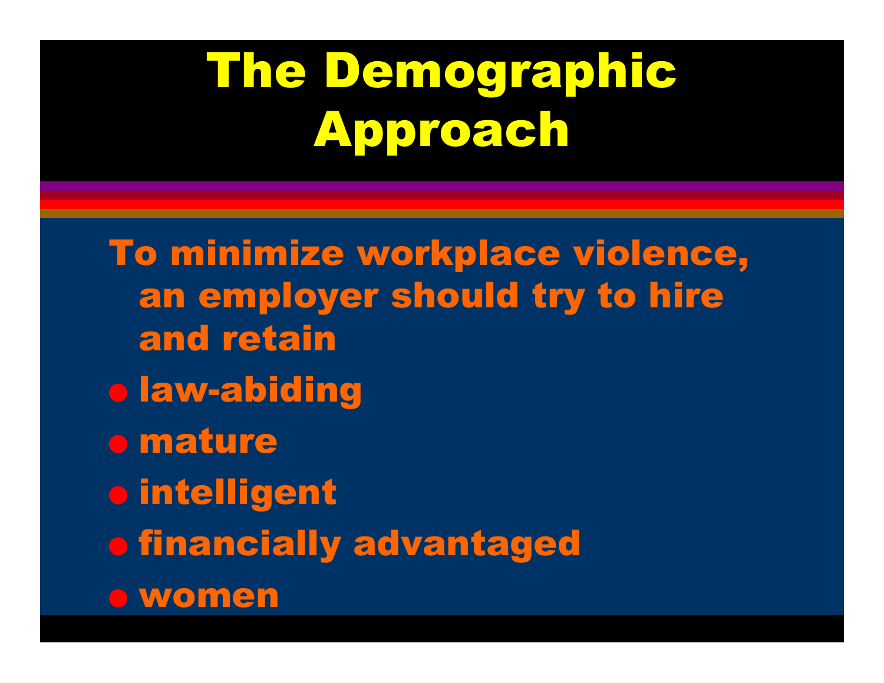# The Demographic Approach

To minimize workplace violence, an employer should try to hire and retain

- law-abiding
- mature
- intelligent
- financially advantaged
- women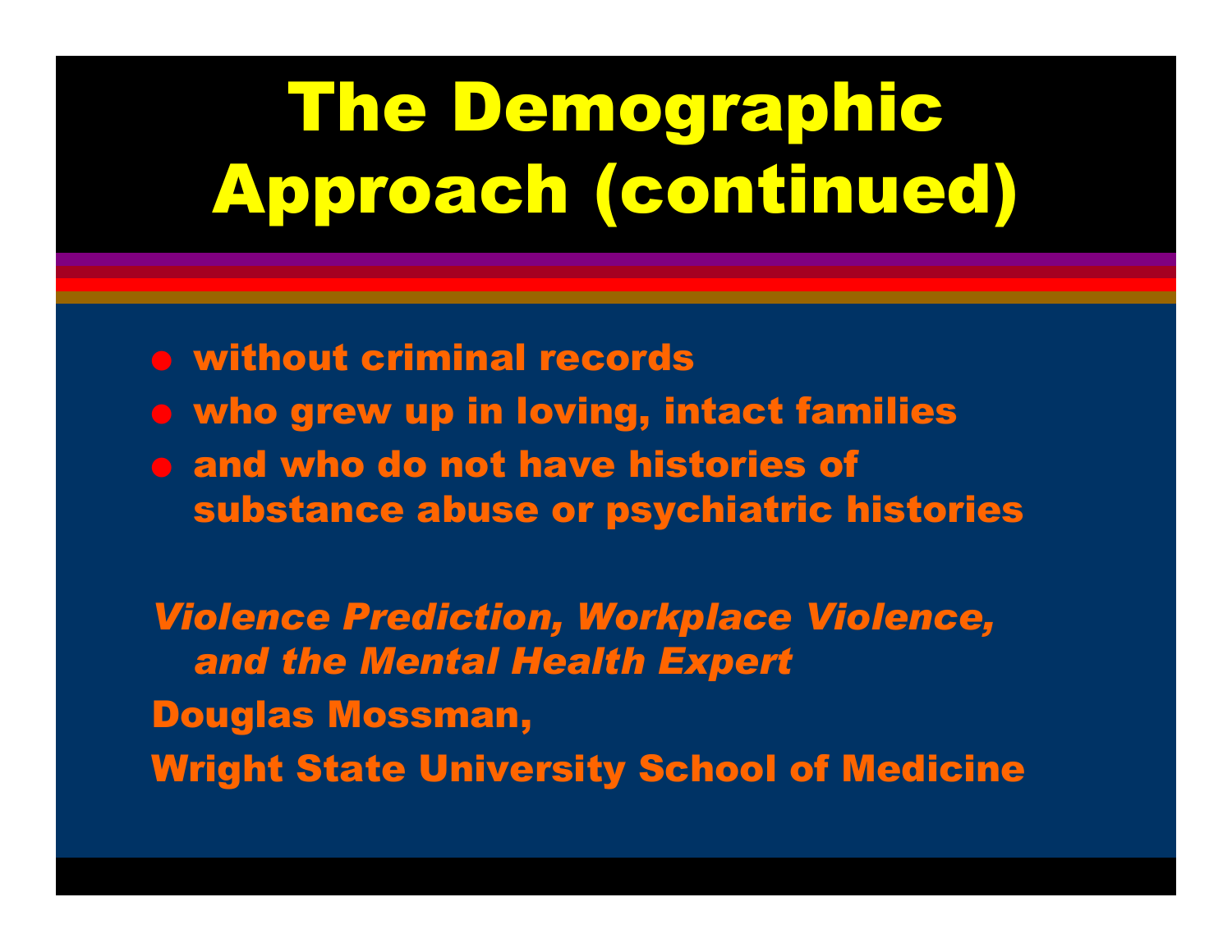# The Demographic Approach (continued)

- without criminal records
- who grew up in loving, intact families
- and who do not have histories of substance abuse or psychiatric histories

*Violence Prediction, Workplace Violence, and the Mental Health Expert*

Douglas Mossman,

Wright State University School of Medicine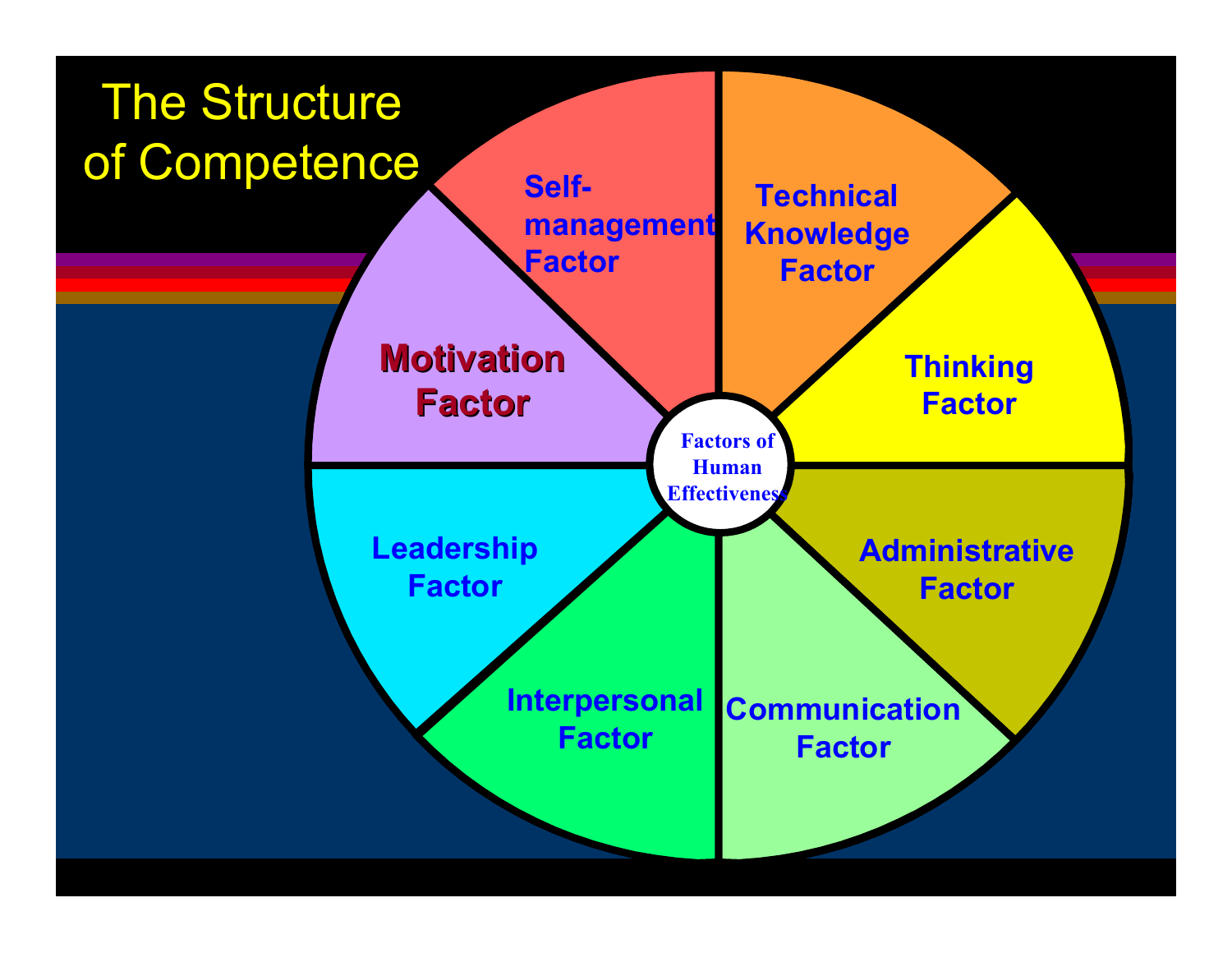# The Structure of Competence

Factors of Human Effectiveness

- Technical Knowledge Factor
- Thinking Factor
- Administrative Factor
- Communication Factor
- Interpersonal Factor
- Leadership Factor
- Motivation Factor
- Self-management Factor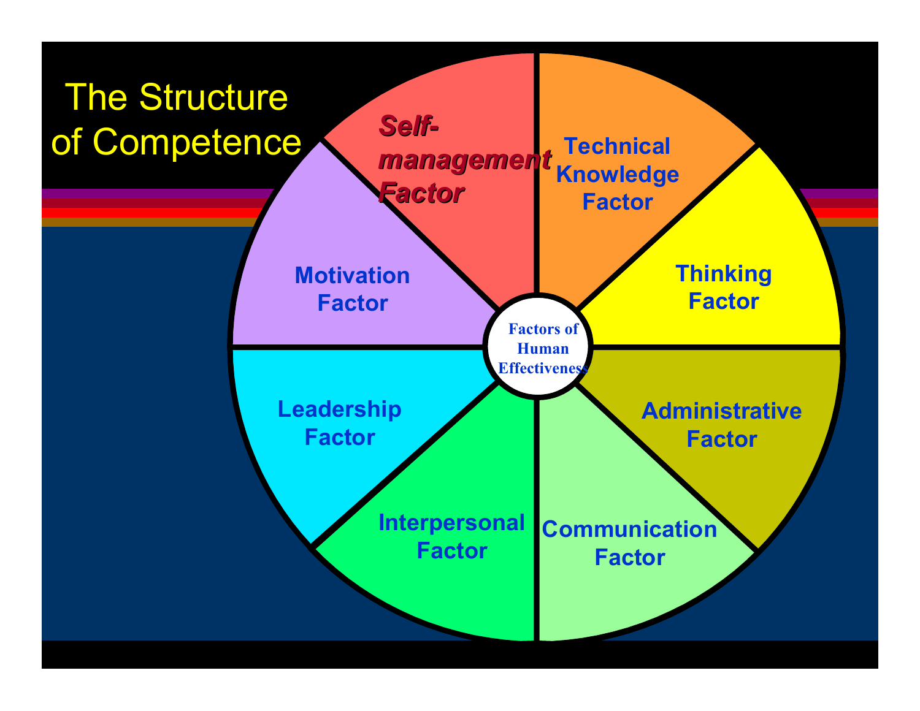# The Structure of Competence

- *Self-management Factor*
- Technical Knowledge Factor
- Thinking Factor
- Administrative Factor
- Communication Factor
- Interpersonal Factor
- Leadership Factor
- Motivation Factor

Factors of Human Effectiveness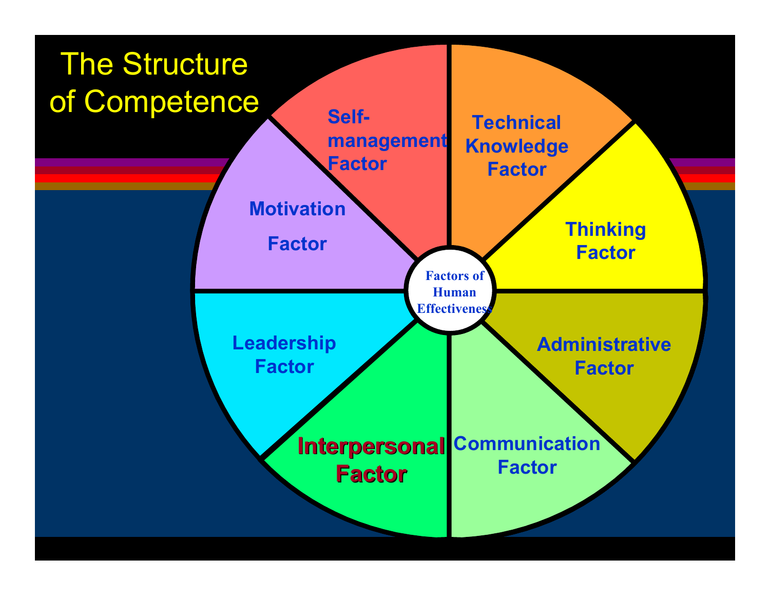# The Structure of Competence

Factors of Human Effectiveness

- Self-management Factor
- Technical Knowledge Factor
- Thinking Factor
- Administrative Factor
- Communication Factor
- **Interpersonal Factor**
- Leadership Factor
- Motivation Factor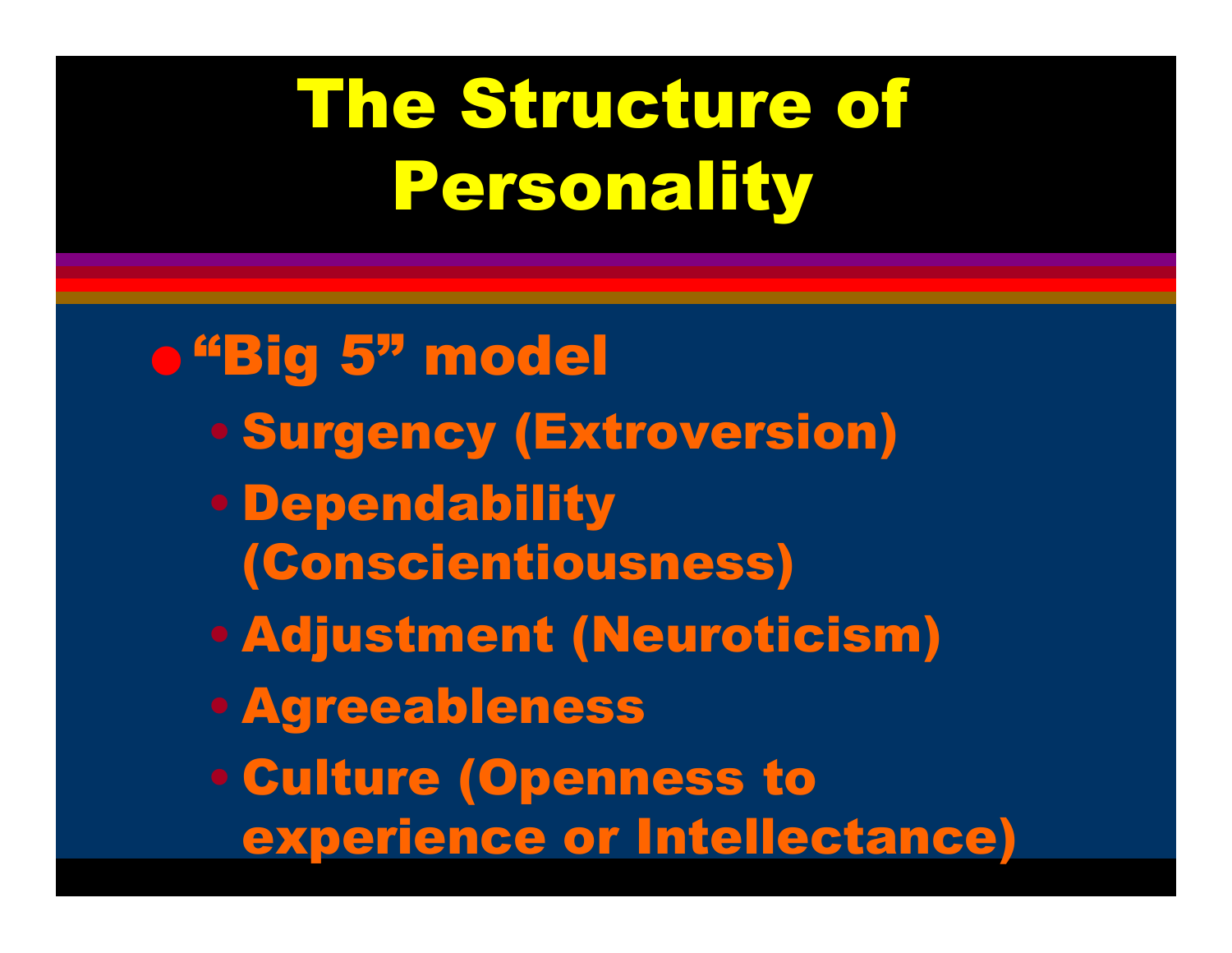# The Structure of Personality

- "Big 5" model
  - Surgency (Extroversion)
  - Dependability (Conscientiousness)
  - Adjustment (Neuroticism)
  - Agreeableness
  - Culture (Openness to experience or Intellectance)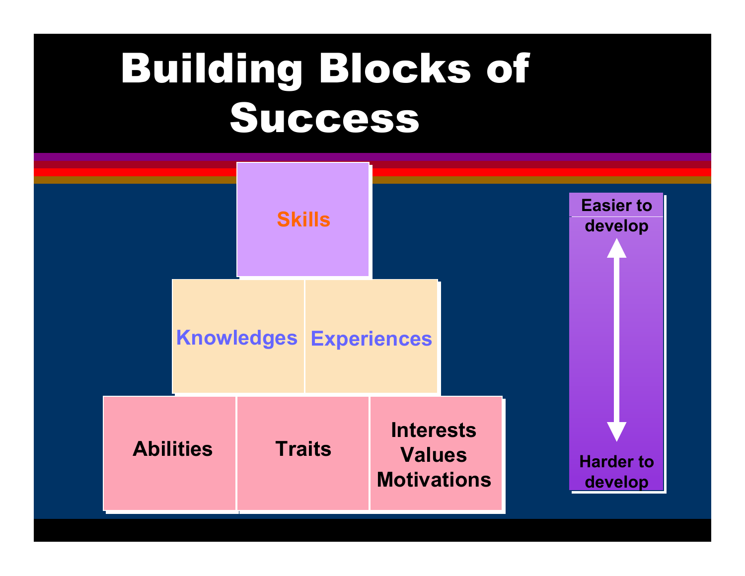# Building Blocks of Success

Skills

Knowledges | Experiences

Abilities | Traits | Interests, Values, Motivations

Easier to develop

Harder to develop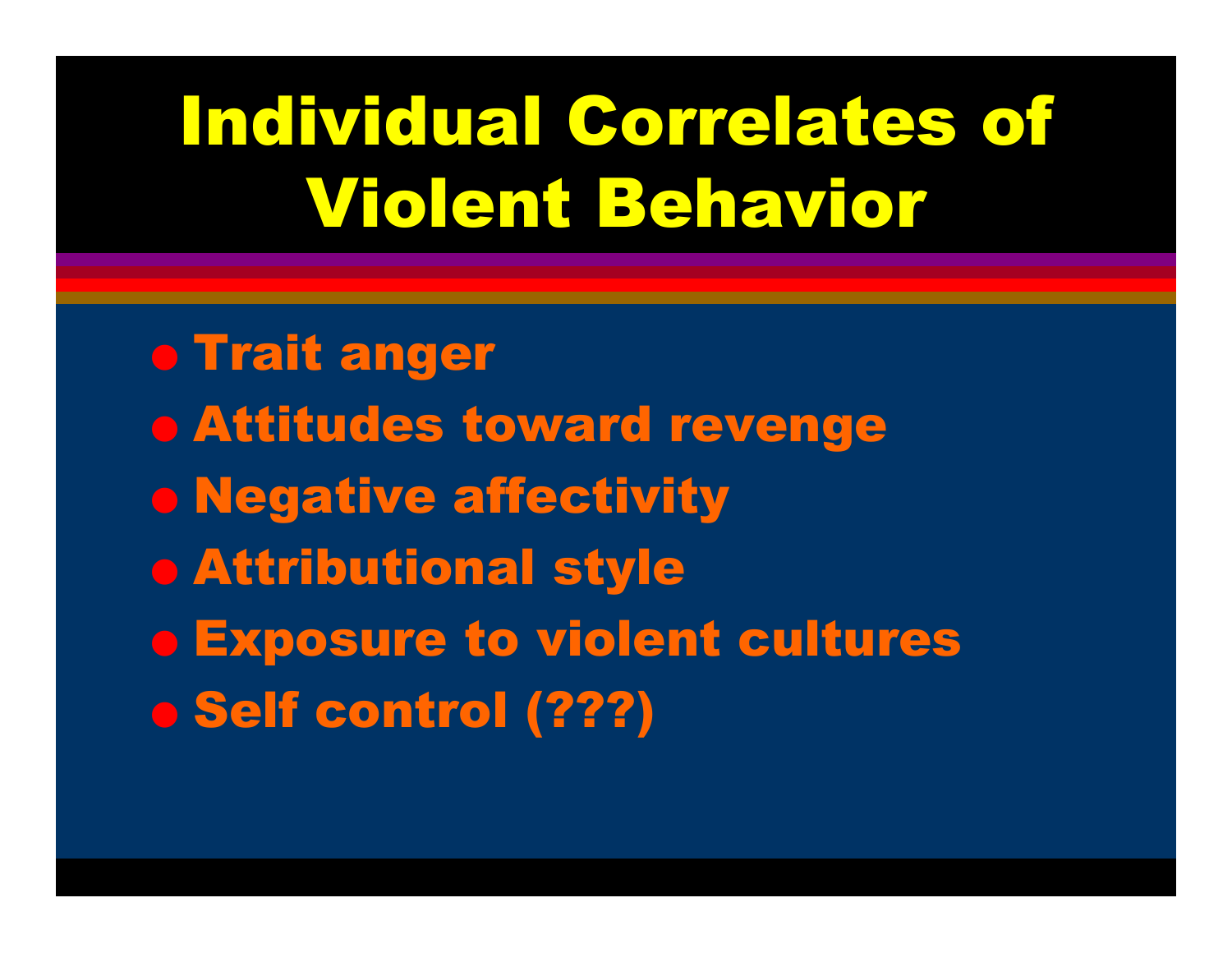# Individual Correlates of Violent Behavior

- Trait anger
- Attitudes toward revenge
- Negative affectivity
- Attributional style
- Exposure to violent cultures
- Self control (???)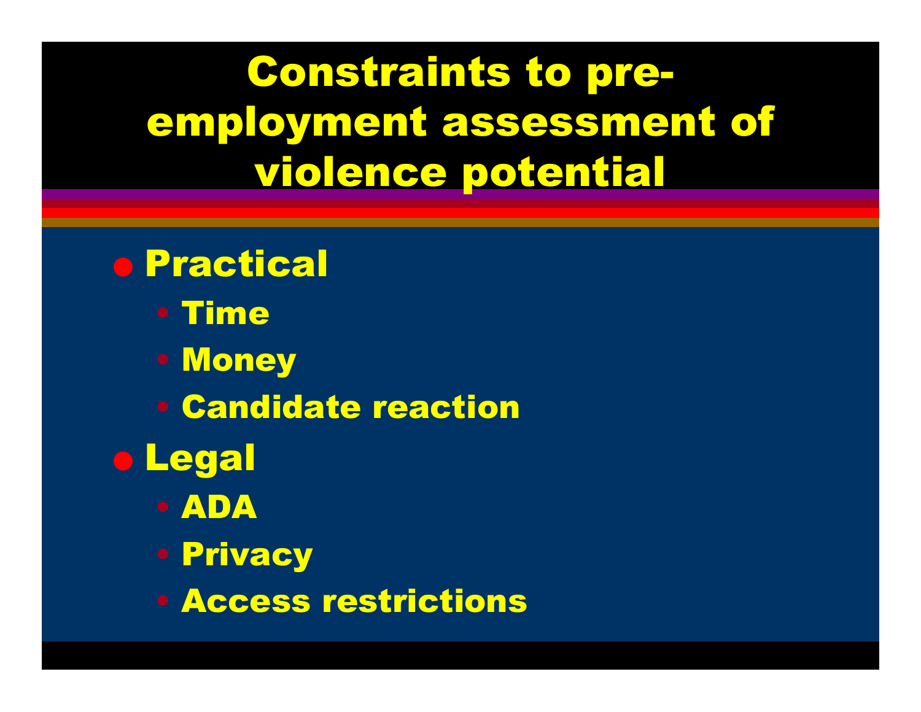# Constraints to pre-employment assessment of violence potential

- Practical
  - Time
  - Money
  - Candidate reaction
- Legal
  - ADA
  - Privacy
  - Access restrictions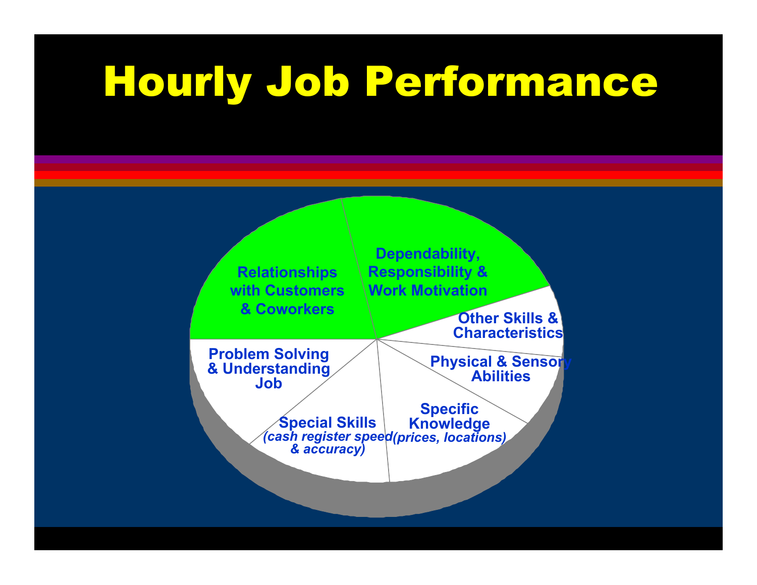# Hourly Job Performance

- Relationships with Customers & Coworkers
- Dependability, Responsibility & Work Motivation
- Other Skills & Characteristics
- Physical & Sensory Abilities
- Specific Knowledge *(prices, locations)*
- Special Skills *(cash register speed & accuracy)*
- Problem Solving & Understanding Job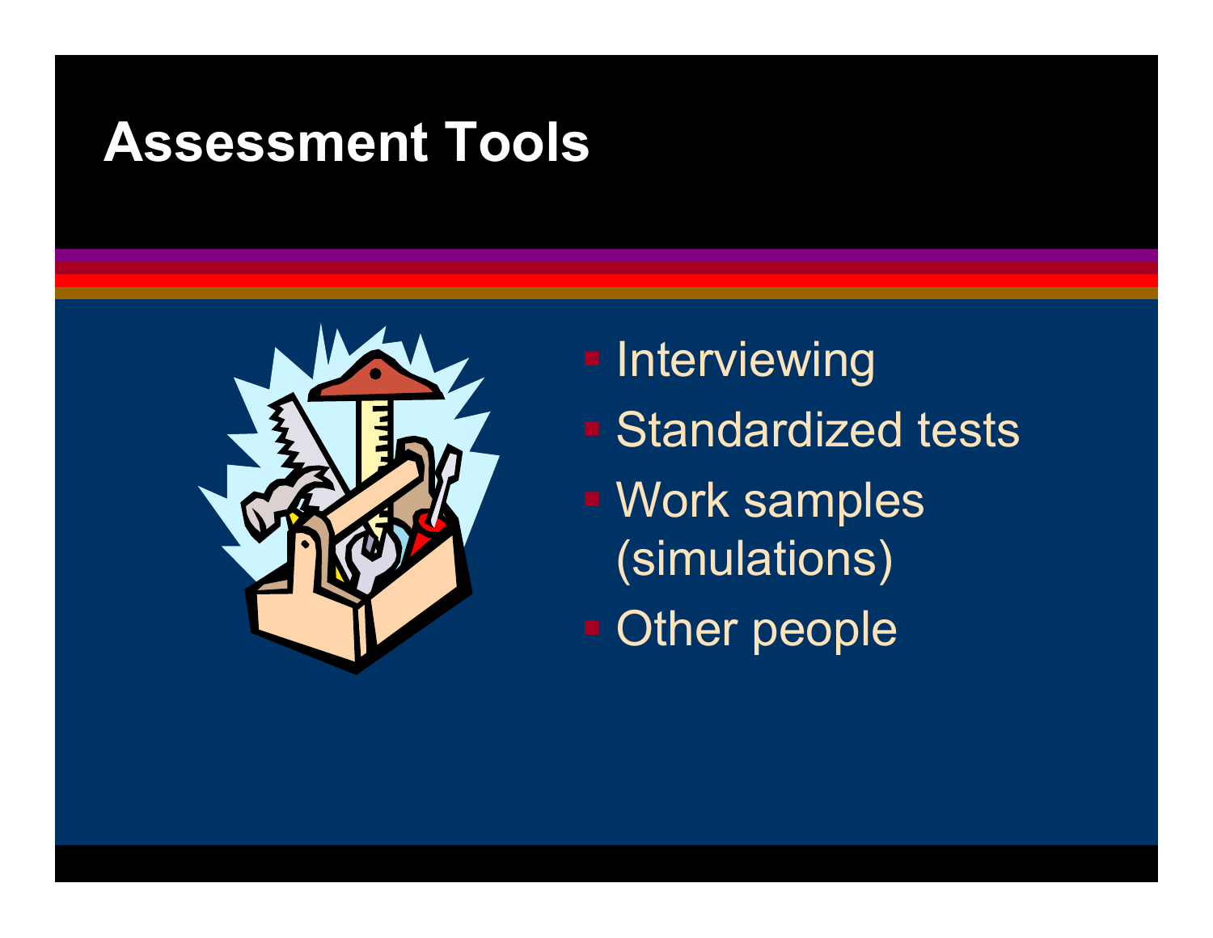# Assessment Tools

- Interviewing
- Standardized tests
- Work samples (simulations)
- Other people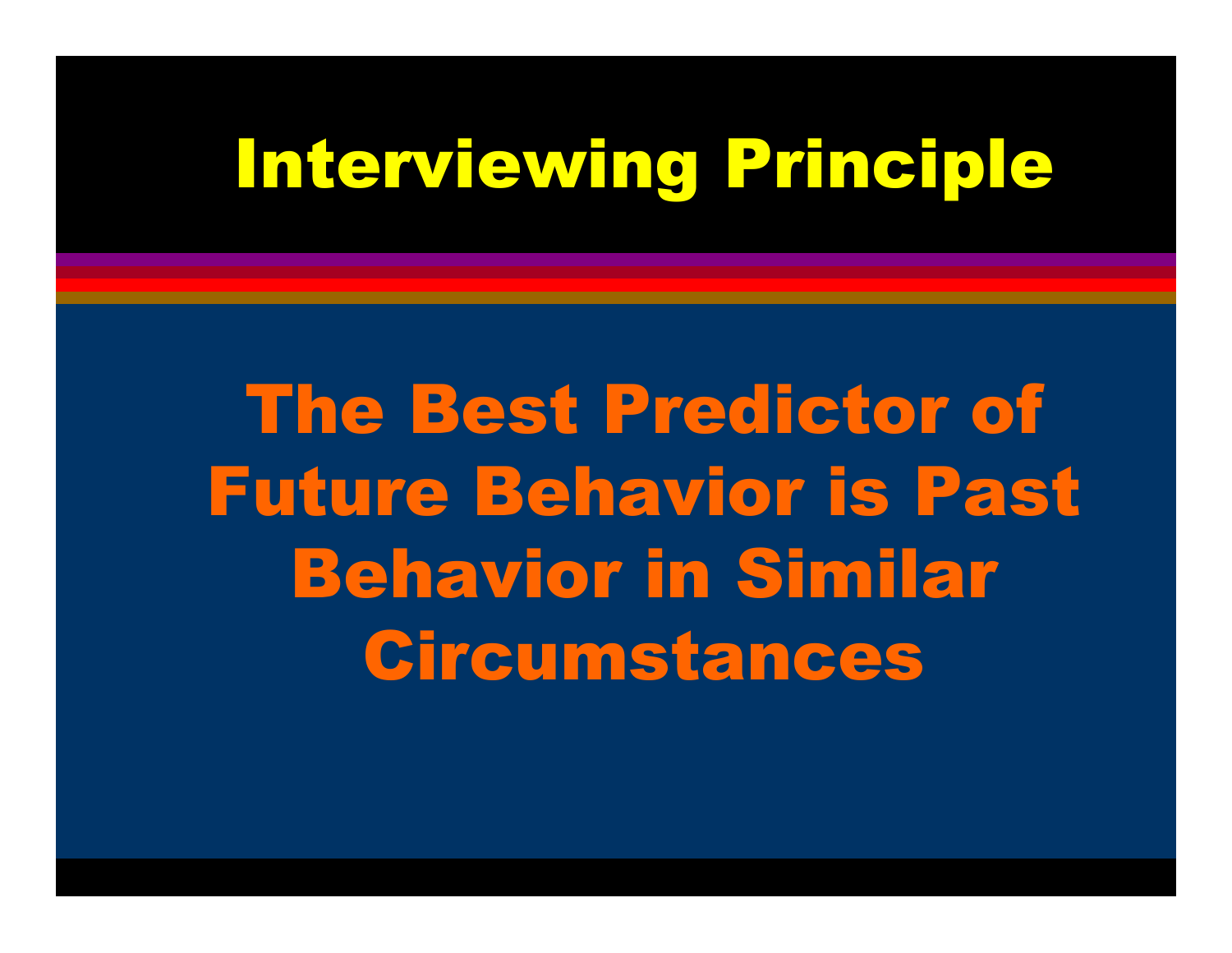# Interviewing Principle

**The Best Predictor of Future Behavior is Past Behavior in Similar Circumstances**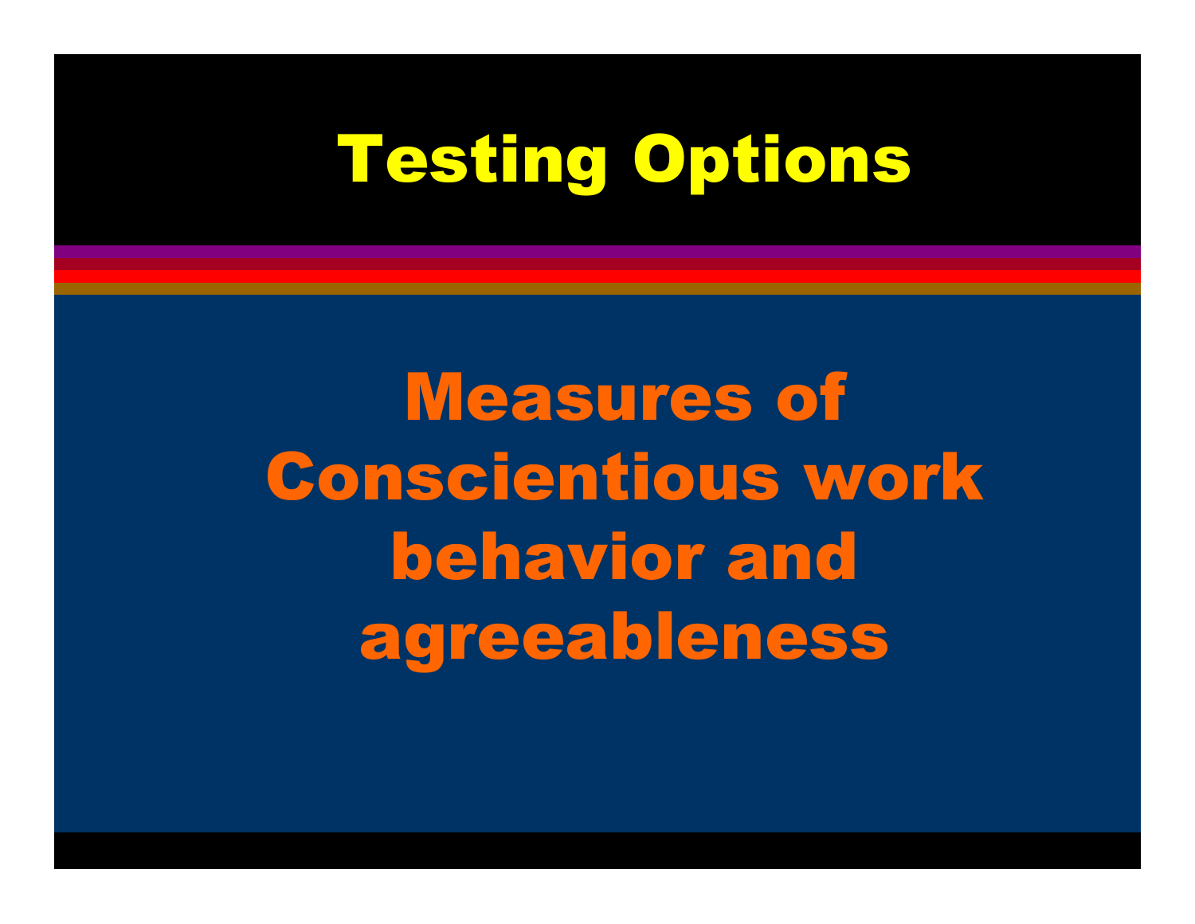# Testing Options

## Measures of Conscientious work behavior and agreeableness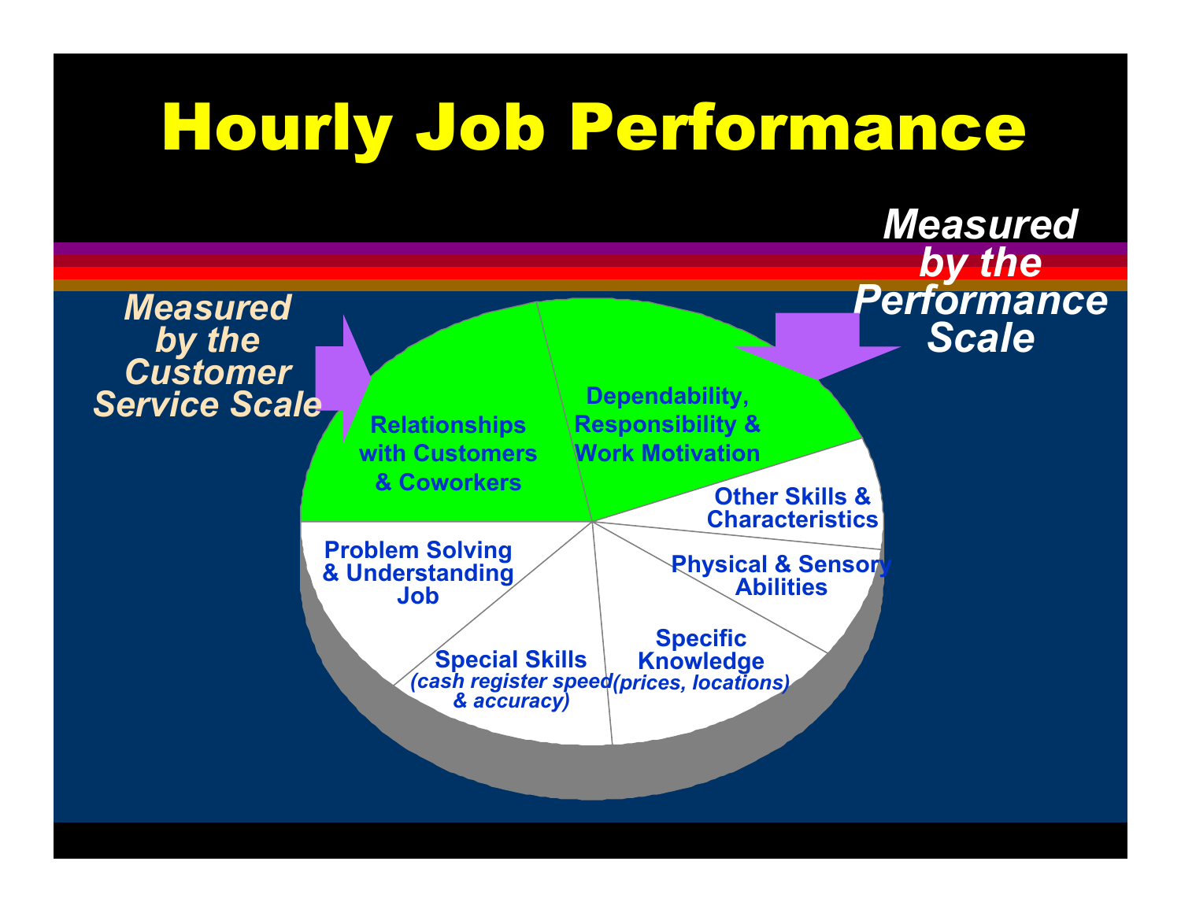# Hourly Job Performance

*Measured by the Customer Service Scale*

*Measured by the Performance Scale*

- Relationships with Customers & Coworkers
- Dependability, Responsibility & Work Motivation
- Other Skills & Characteristics
- Physical & Sensory Abilities
- Specific Knowledge *(prices, locations)*
- Special Skills *(cash register speed & accuracy)*
- Problem Solving & Understanding Job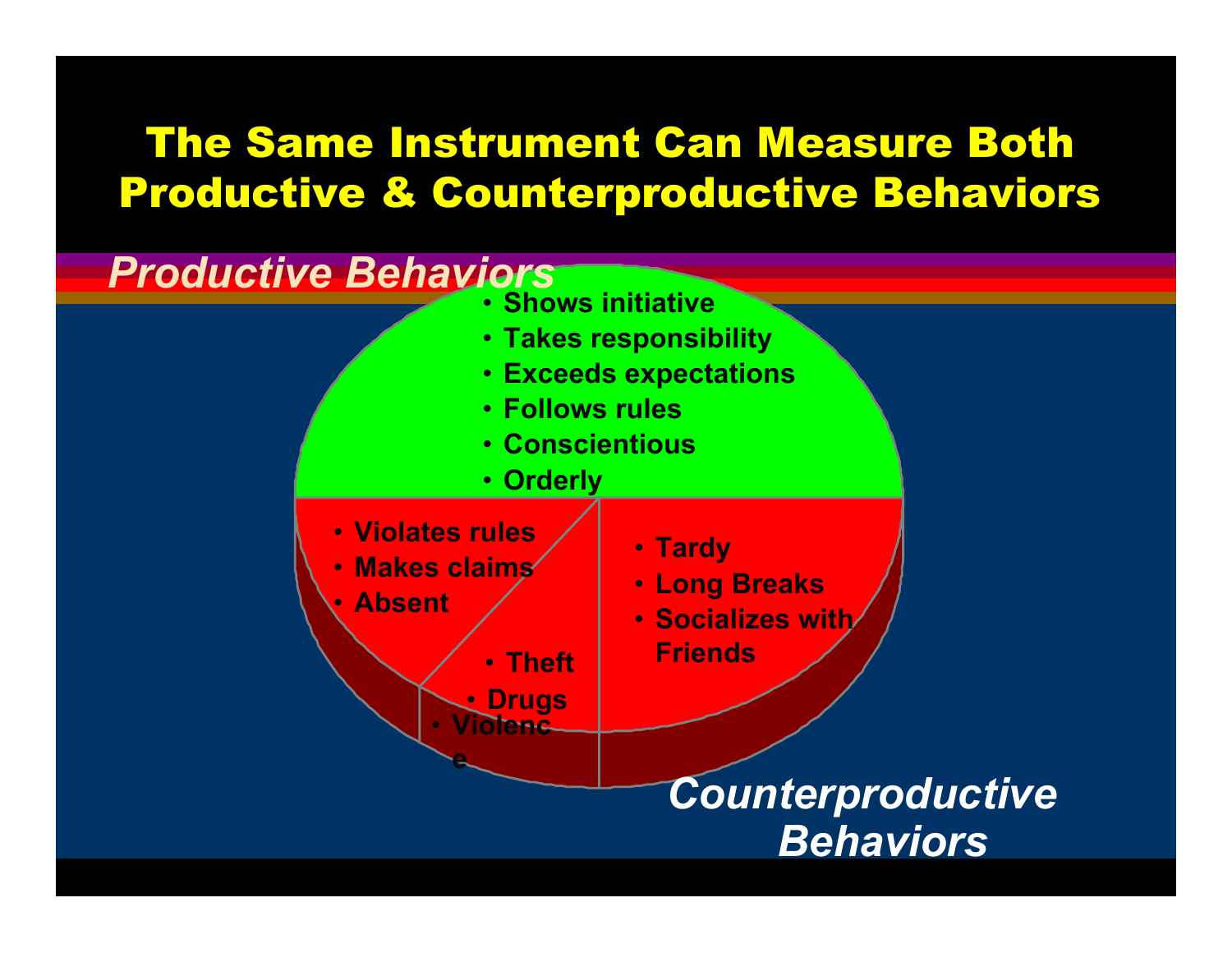# The Same Instrument Can Measure Both Productive & Counterproductive Behaviors

*Productive Behaviors*

- Shows initiative
- Takes responsibility
- Exceeds expectations
- Follows rules
- Conscientious
- Orderly

- Violates rules
- Makes claims
- Absent

- Theft
- Drugs
- Violence

- Tardy
- Long Breaks
- Socializes with Friends

*Counterproductive Behaviors*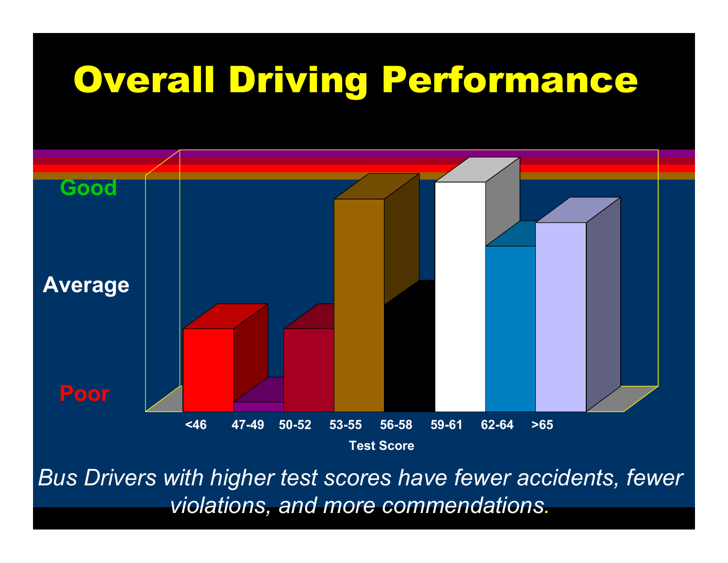# Overall Driving Performance

Good

Average

Poor

<46 | 47-49 | 50-52 | 53-55 | 56-58 | 59-61 | 62-64 | >65

Test Score

*Bus Drivers with higher test scores have fewer accidents, fewer violations, and more commendations.*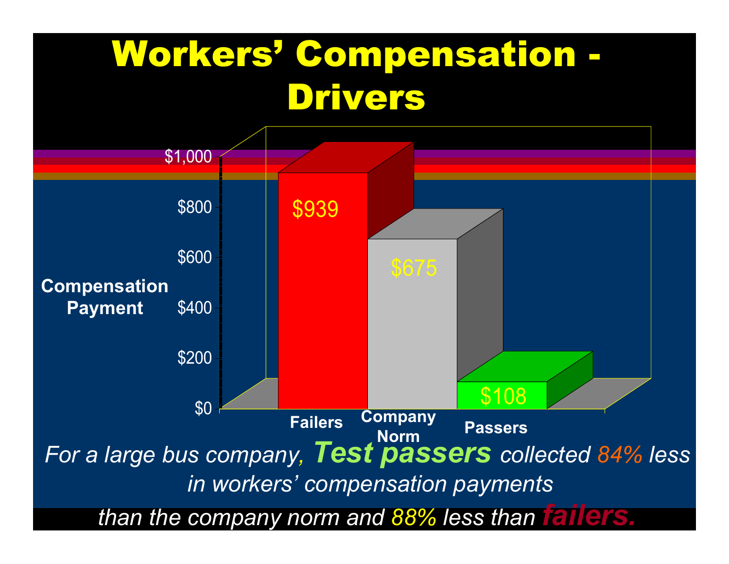# Workers' Compensation - Drivers

| | Compensation Payment |
|---|---|
| Failers | $939 |
| Company Norm | $675 |
| Passers | $108 |

*For a large bus company,* ***Test passers*** *collected 84% less in workers' compensation payments than the company norm and 88% less than* ***failers.***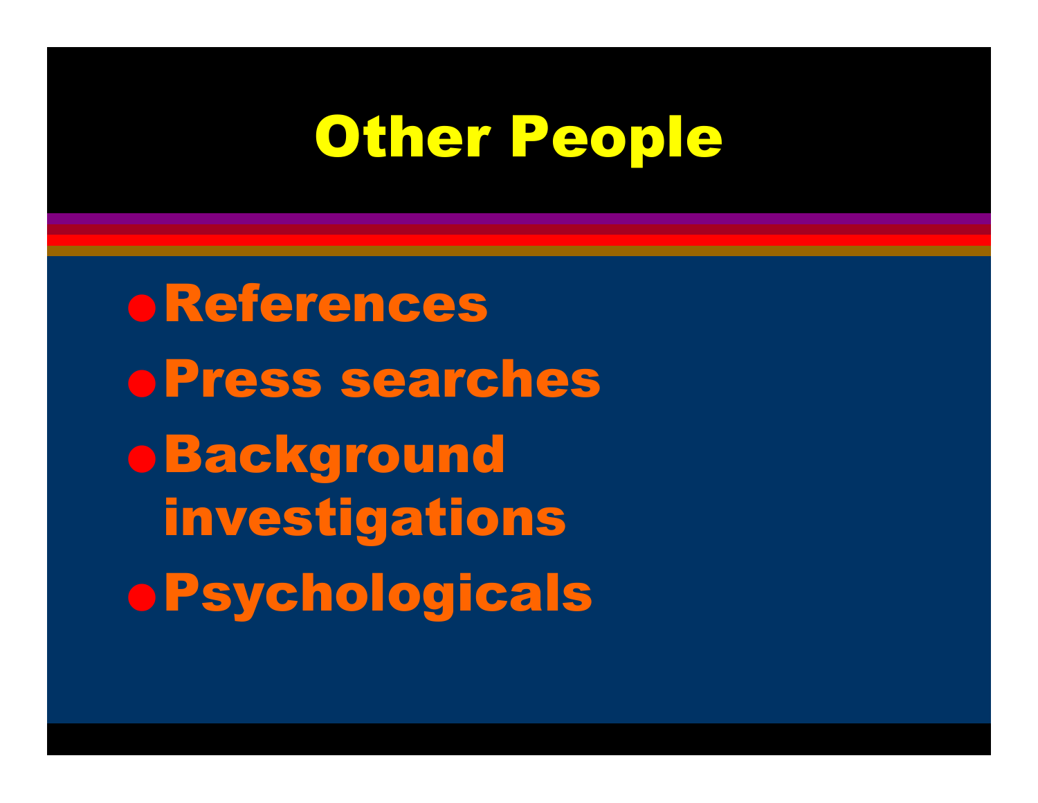# Other People

- References
- Press searches
- Background investigations
- Psychologicals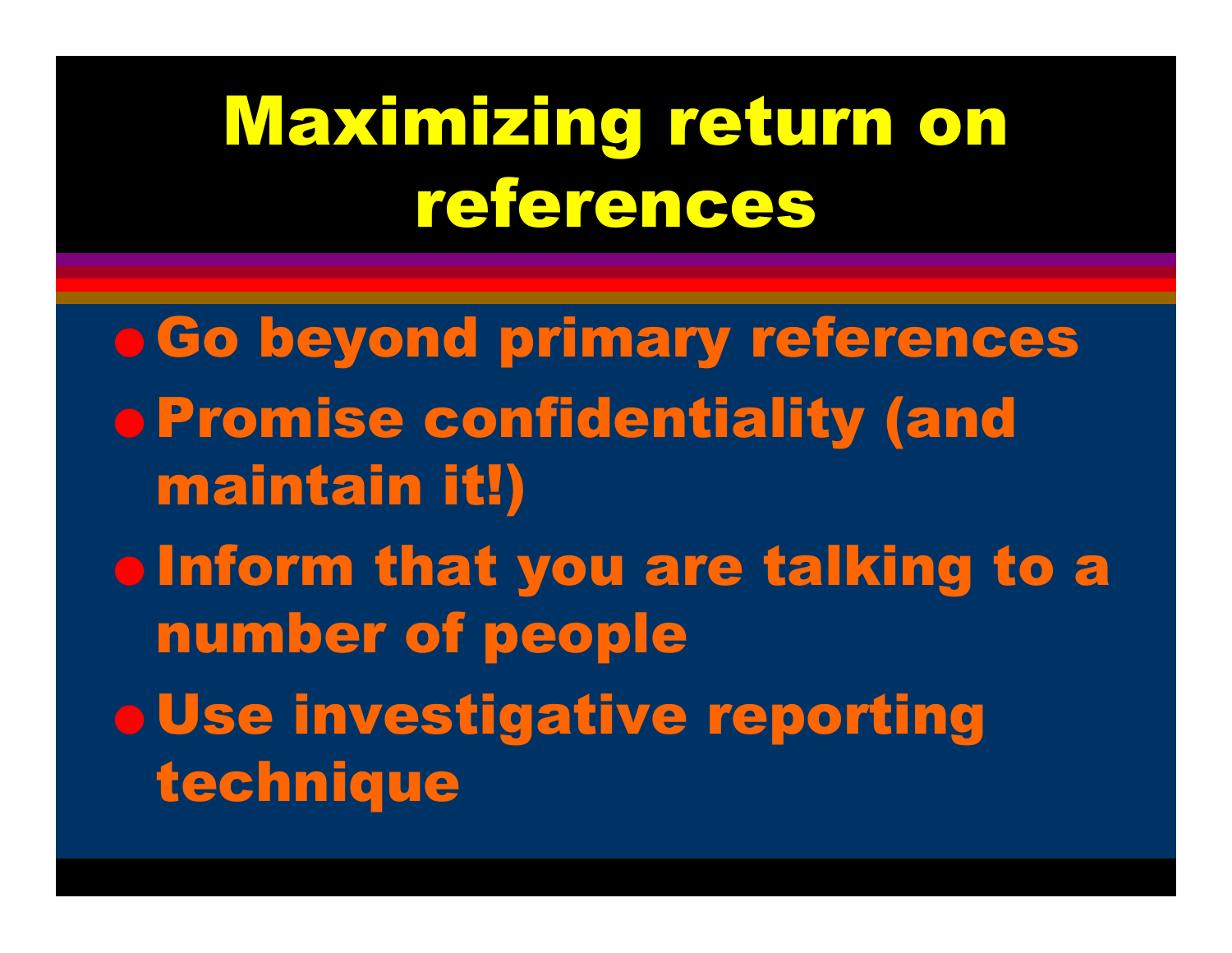# Maximizing return on references

- Go beyond primary references
- Promise confidentiality (and maintain it!)
- Inform that you are talking to a number of people
- Use investigative reporting technique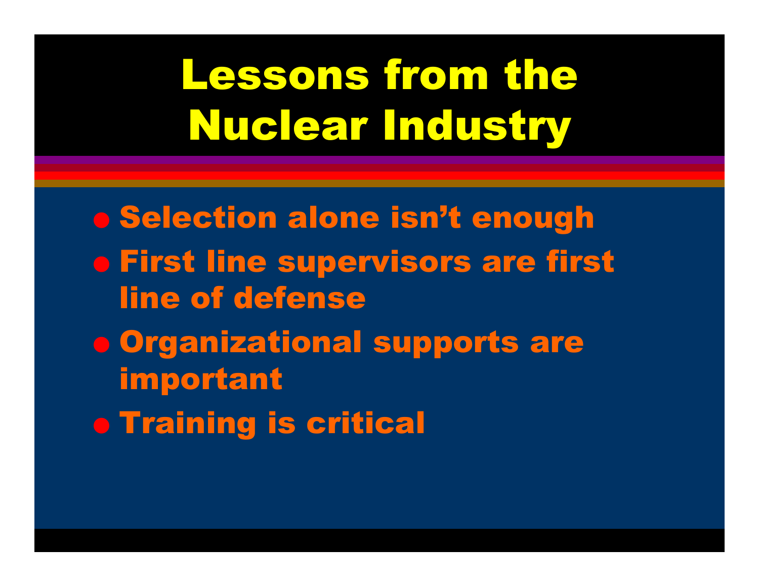# Lessons from the Nuclear Industry

- Selection alone isn't enough
- First line supervisors are first line of defense
- Organizational supports are important
- Training is critical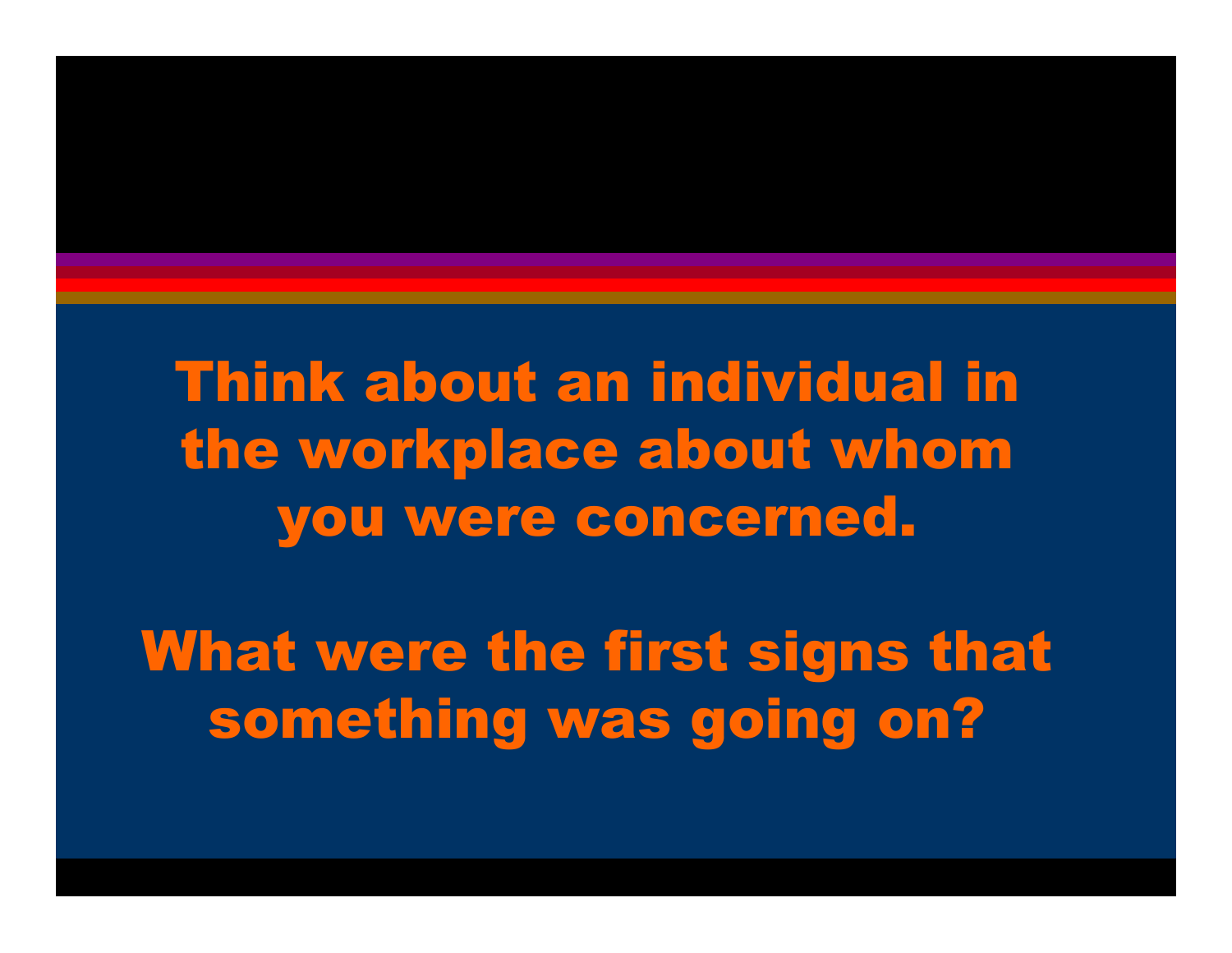Think about an individual in the workplace about whom you were concerned.

What were the first signs that something was going on?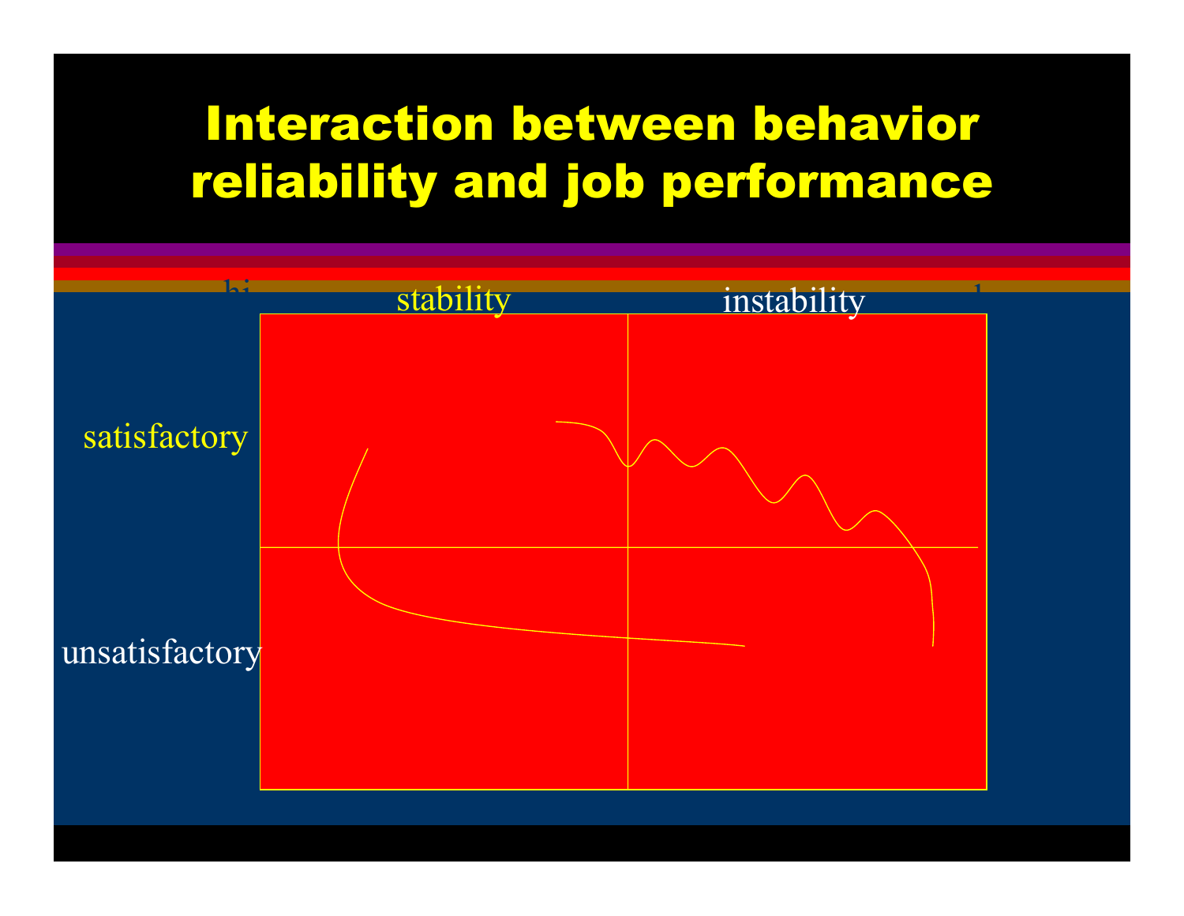# Interaction between behavior reliability and job performance

stability | instability

satisfactory

unsatisfactory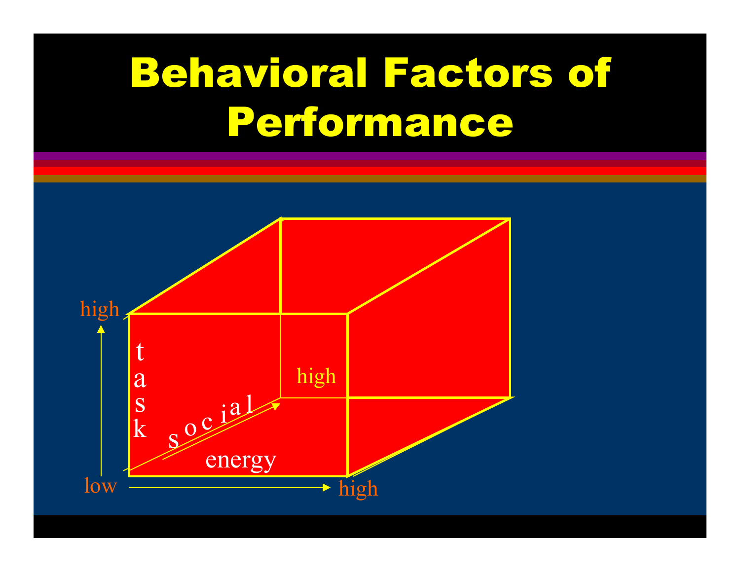# Behavioral Factors of Performance

high

t
a
s
k

s o c i a l

high

energy

low

high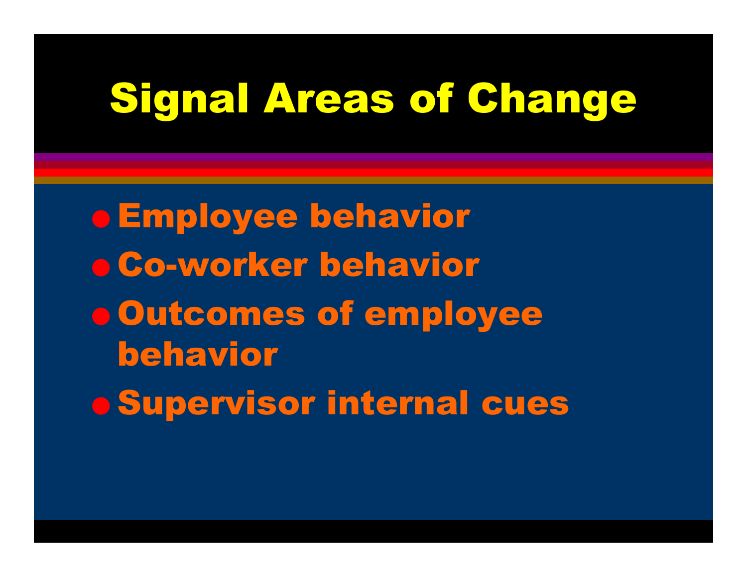# Signal Areas of Change

- Employee behavior
- Co-worker behavior
- Outcomes of employee behavior
- Supervisor internal cues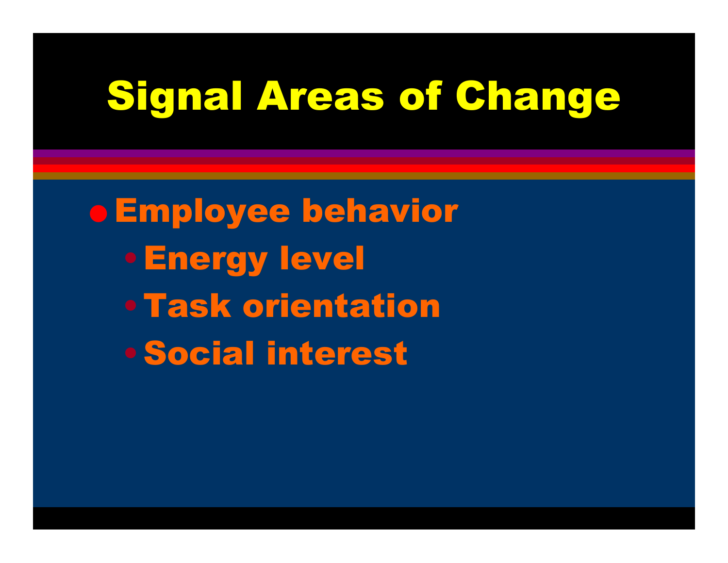# Signal Areas of Change

- Employee behavior
  - Energy level
  - Task orientation
  - Social interest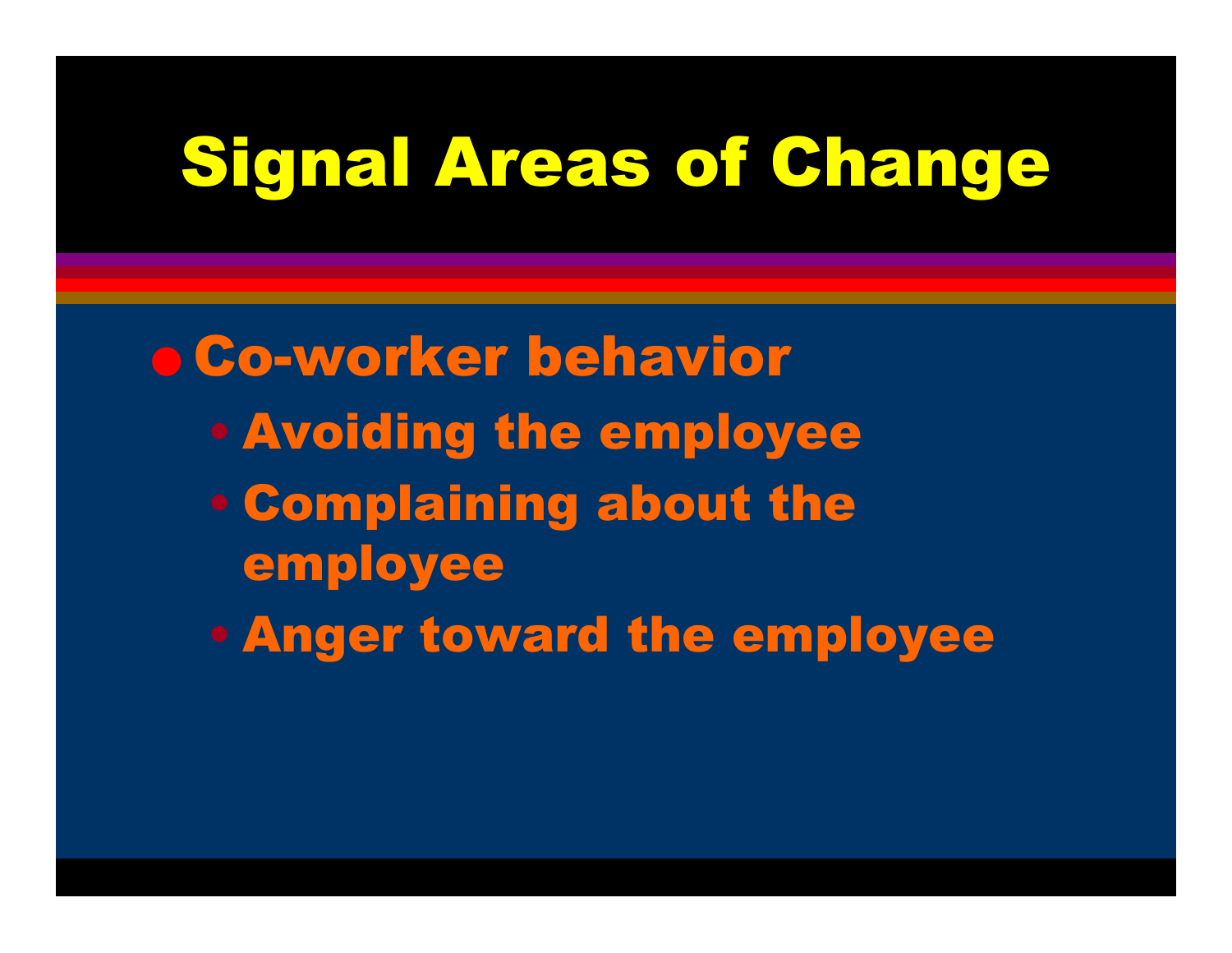# Signal Areas of Change

- Co-worker behavior
  - Avoiding the employee
  - Complaining about the employee
  - Anger toward the employee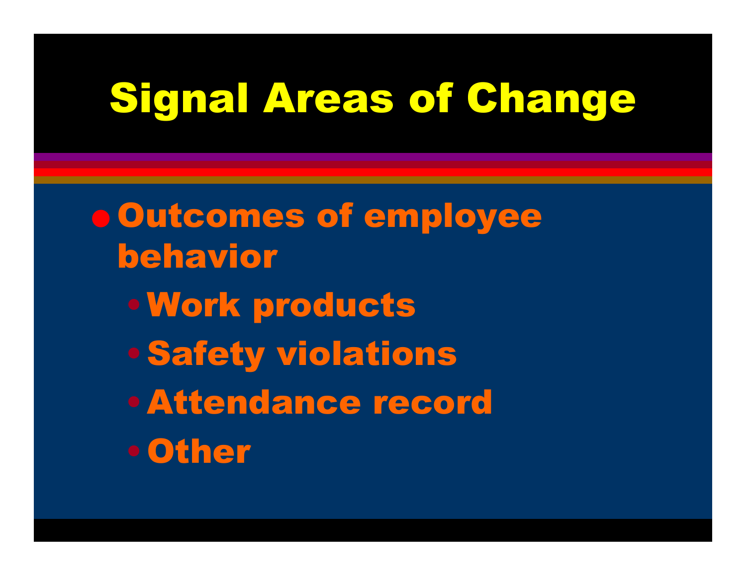# Signal Areas of Change

- Outcomes of employee behavior
  - Work products
  - Safety violations
  - Attendance record
  - Other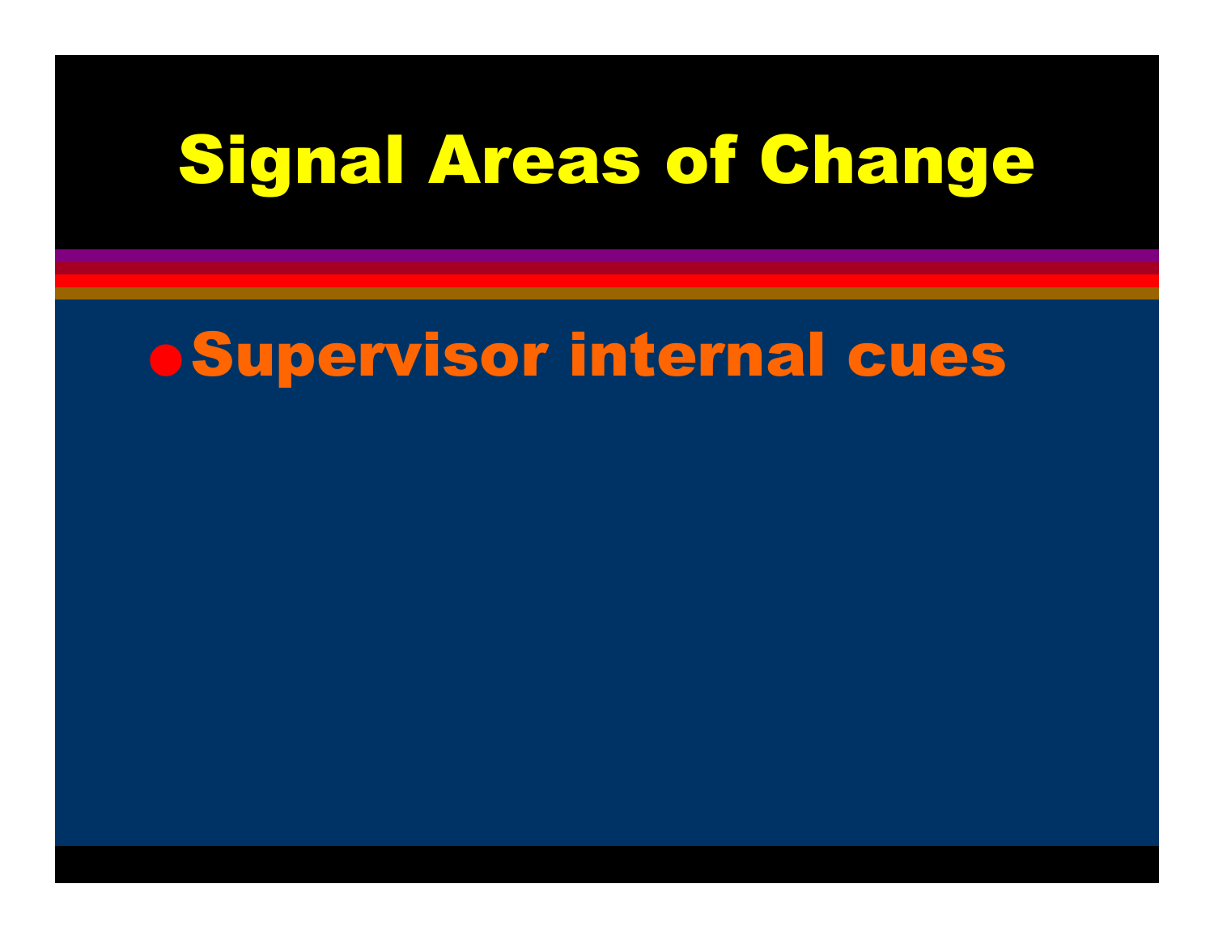# Signal Areas of Change

- Supervisor internal cues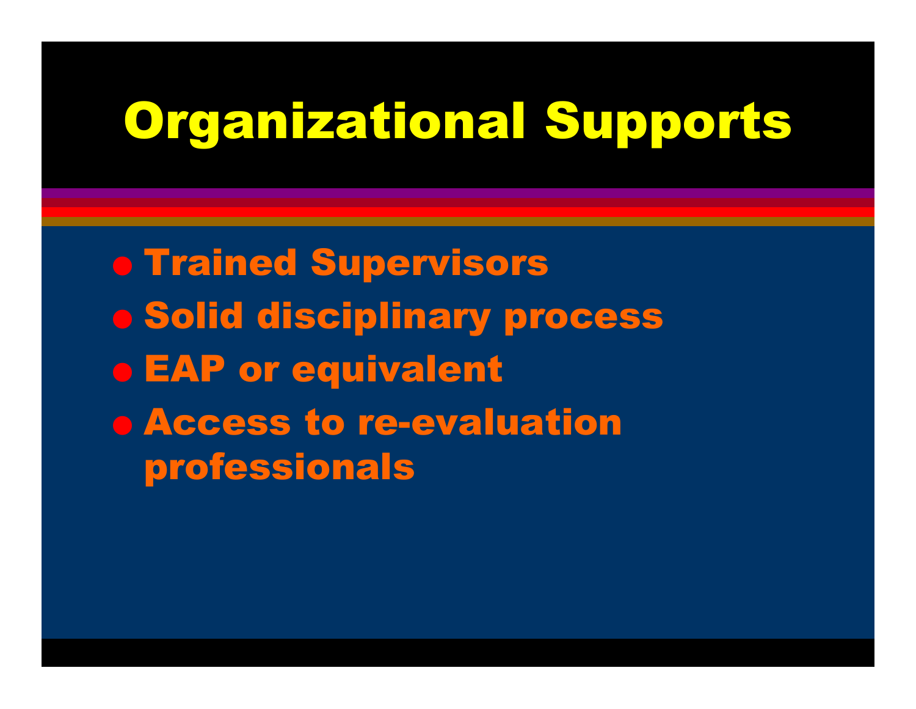# Organizational Supports

- Trained Supervisors
- Solid disciplinary process
- EAP or equivalent
- Access to re-evaluation professionals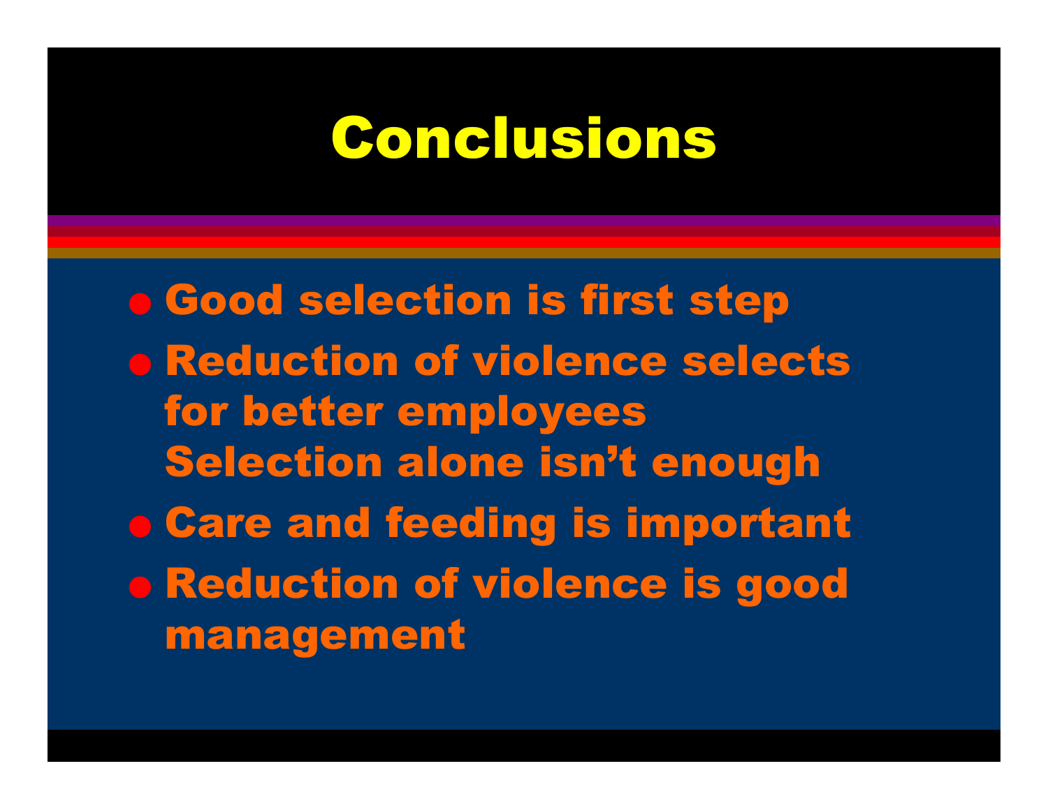# Conclusions

- Good selection is first step
- Reduction of violence selects for better employees Selection alone isn't enough
- Care and feeding is important
- Reduction of violence is good management